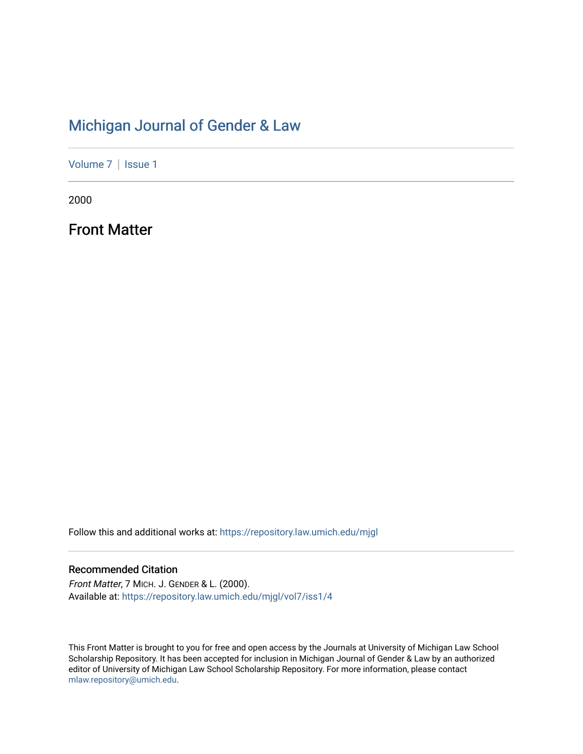# Michigan Journal of Gender & Law

Volume 7 | Issue 1

2000

## Front Matter

Follow this and additional works at: https://repository.law.umich.edu/mjgl

### Recommended Citation

*Front Matter*, 7 MICH. J. GENDER & L. (2000).
Available at: https://repository.law.umich.edu/mjgl/vol7/iss1/4

This Front Matter is brought to you for free and open access by the Journals at University of Michigan Law School Scholarship Repository. It has been accepted for inclusion in Michigan Journal of Gender & Law by an authorized editor of University of Michigan Law School Scholarship Repository. For more information, please contact mlaw.repository@umich.edu.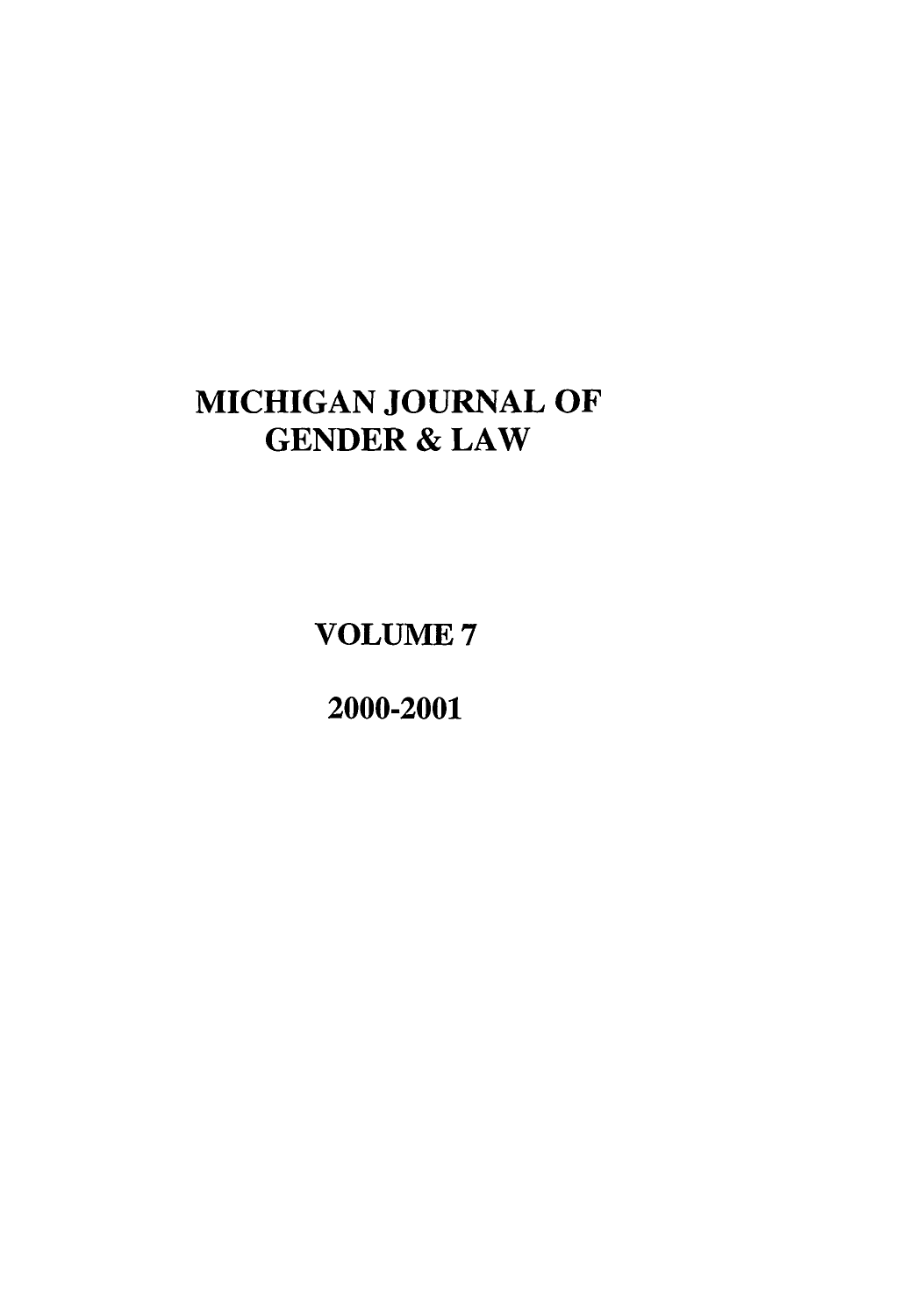# MICHIGAN JOURNAL OF GENDER & LAW

VOLUME 7

2000-2001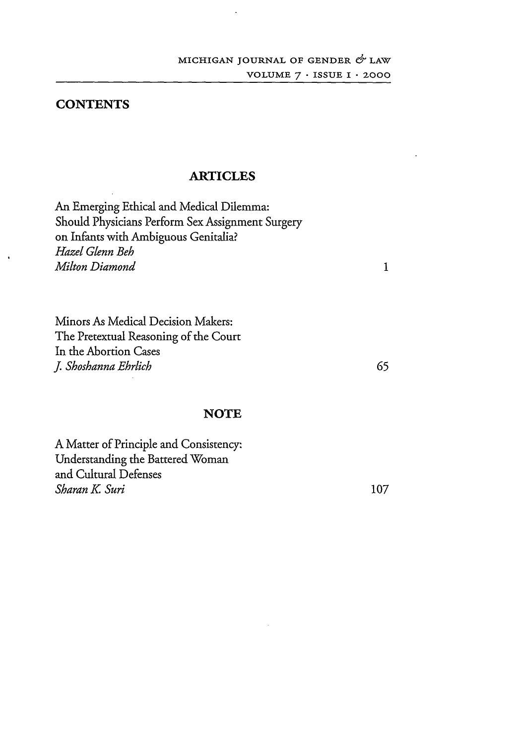# CONTENTS

## ARTICLES

An Emerging Ethical and Medical Dilemma:
Should Physicians Perform Sex Assignment Surgery
on Infants with Ambiguous Genitalia?
*Hazel Glenn Beh*
*Milton Diamond* — 1

Minors As Medical Decision Makers:
The Pretextual Reasoning of the Court
In the Abortion Cases
*J. Shoshanna Ehrlich* — 65

## NOTE

A Matter of Principle and Consistency:
Understanding the Battered Woman
and Cultural Defenses
*Sharan K. Suri* — 107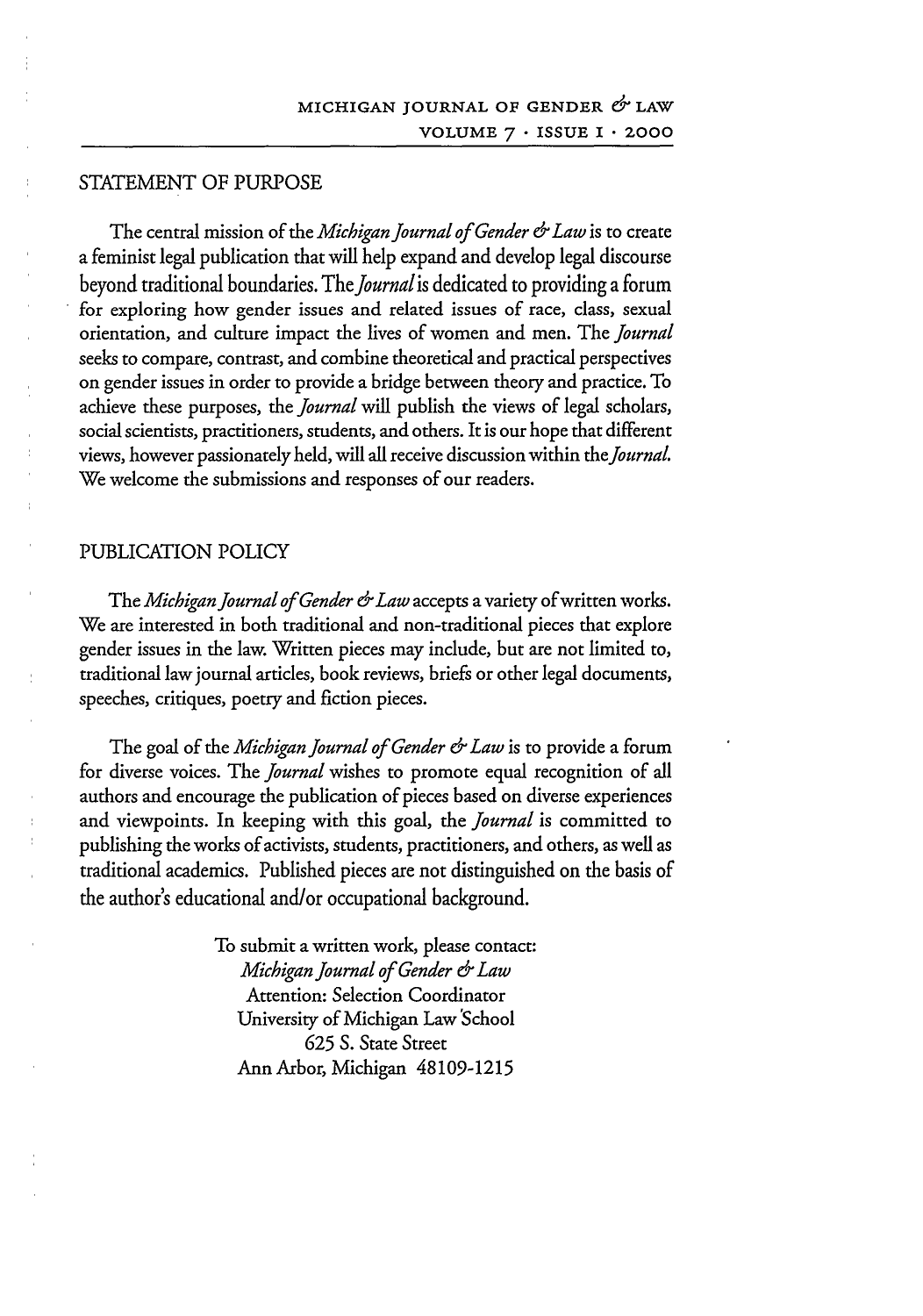## STATEMENT OF PURPOSE

The central mission of the *Michigan Journal of Gender & Law* is to create a feminist legal publication that will help expand and develop legal discourse beyond traditional boundaries. The *Journal* is dedicated to providing a forum for exploring how gender issues and related issues of race, class, sexual orientation, and culture impact the lives of women and men. The *Journal* seeks to compare, contrast, and combine theoretical and practical perspectives on gender issues in order to provide a bridge between theory and practice. To achieve these purposes, the *Journal* will publish the views of legal scholars, social scientists, practitioners, students, and others. It is our hope that different views, however passionately held, will all receive discussion within the *Journal*. We welcome the submissions and responses of our readers.

## PUBLICATION POLICY

The *Michigan Journal of Gender & Law* accepts a variety of written works. We are interested in both traditional and non-traditional pieces that explore gender issues in the law. Written pieces may include, but are not limited to, traditional law journal articles, book reviews, briefs or other legal documents, speeches, critiques, poetry and fiction pieces.

The goal of the *Michigan Journal of Gender & Law* is to provide a forum for diverse voices. The *Journal* wishes to promote equal recognition of all authors and encourage the publication of pieces based on diverse experiences and viewpoints. In keeping with this goal, the *Journal* is committed to publishing the works of activists, students, practitioners, and others, as well as traditional academics. Published pieces are not distinguished on the basis of the author's educational and/or occupational background.

To submit a written work, please contact:
*Michigan Journal of Gender & Law*
Attention: Selection Coordinator
University of Michigan Law School
625 S. State Street
Ann Arbor, Michigan 48109-1215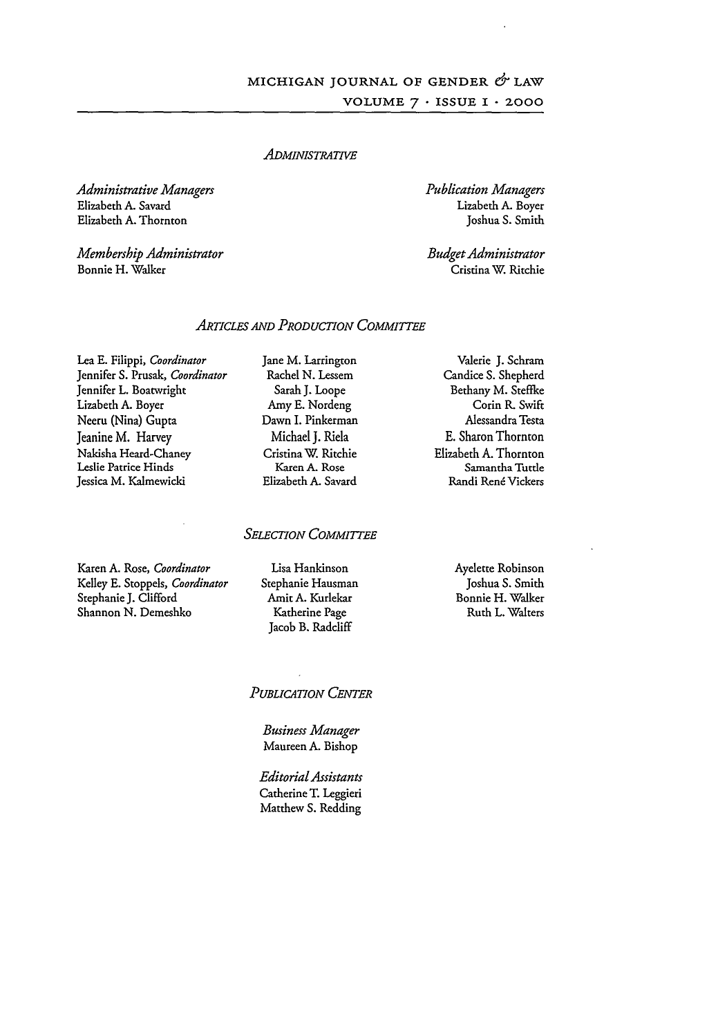## *Administrative*

*Administrative Managers*
Elizabeth A. Savard
Elizabeth A. Thornton

*Publication Managers*
Lizabeth A. Boyer
Joshua S. Smith

*Membership Administrator*
Bonnie H. Walker

*Budget Administrator*
Cristina W. Ritchie

## *Articles and Production Committee*

Lea E. Filippi, *Coordinator*
Jennifer S. Prusak, *Coordinator*
Jennifer L. Boatwright
Lizabeth A. Boyer
Neeru (Nina) Gupta
Jeanine M. Harvey
Nakisha Heard-Chaney
Leslie Patrice Hinds
Jessica M. Kalmewicki
Jane M. Larrington
Rachel N. Lessem
Sarah J. Loope
Amy E. Nordeng
Dawn I. Pinkerman
Michael J. Riela
Cristina W. Ritchie
Karen A. Rose
Elizabeth A. Savard
Valerie J. Schram
Candice S. Shepherd
Bethany M. Steffke
Corin R. Swift
Alessandra Testa
E. Sharon Thornton
Elizabeth A. Thornton
Samantha Tuttle
Randi René Vickers

## *Selection Committee*

Karen A. Rose, *Coordinator*
Kelley E. Stoppels, *Coordinator*
Stephanie J. Clifford
Shannon N. Demeshko
Lisa Hankinson
Stephanie Hausman
Amit A. Kurlekar
Katherine Page
Jacob B. Radcliff
Ayelette Robinson
Joshua S. Smith
Bonnie H. Walker
Ruth L. Walters

## *Publication Center*

*Business Manager*
Maureen A. Bishop

*Editorial Assistants*
Catherine T. Leggieri
Matthew S. Redding